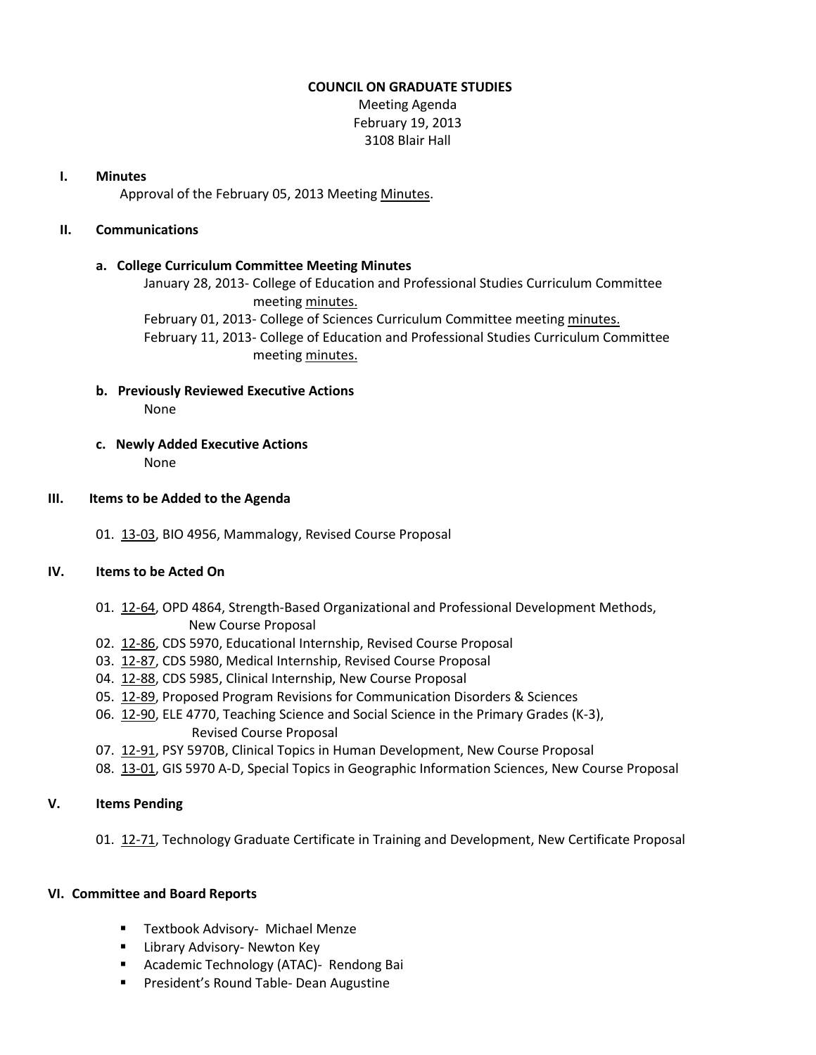# COUNCIL ON GRADUATE STUDIES

Meeting Agenda
February 19, 2013
3108 Blair Hall

## I. Minutes

Approval of the February 05, 2013 Meeting Minutes.

## II. Communications

### a. College Curriculum Committee Meeting Minutes

January 28, 2013- College of Education and Professional Studies Curriculum Committee meeting minutes.

February 01, 2013- College of Sciences Curriculum Committee meeting minutes.

February 11, 2013- College of Education and Professional Studies Curriculum Committee meeting minutes.

### b. Previously Reviewed Executive Actions

None

### c. Newly Added Executive Actions

None

## III. Items to be Added to the Agenda

01. 13-03, BIO 4956, Mammalogy, Revised Course Proposal

## IV. Items to be Acted On

01. 12-64, OPD 4864, Strength-Based Organizational and Professional Development Methods, New Course Proposal
02. 12-86, CDS 5970, Educational Internship, Revised Course Proposal
03. 12-87, CDS 5980, Medical Internship, Revised Course Proposal
04. 12-88, CDS 5985, Clinical Internship, New Course Proposal
05. 12-89, Proposed Program Revisions for Communication Disorders & Sciences
06. 12-90, ELE 4770, Teaching Science and Social Science in the Primary Grades (K-3), Revised Course Proposal
07. 12-91, PSY 5970B, Clinical Topics in Human Development, New Course Proposal
08. 13-01, GIS 5970 A-D, Special Topics in Geographic Information Sciences, New Course Proposal

## V. Items Pending

01. 12-71, Technology Graduate Certificate in Training and Development, New Certificate Proposal

## VI. Committee and Board Reports

- Textbook Advisory- Michael Menze
- Library Advisory- Newton Key
- Academic Technology (ATAC)- Rendong Bai
- President's Round Table- Dean Augustine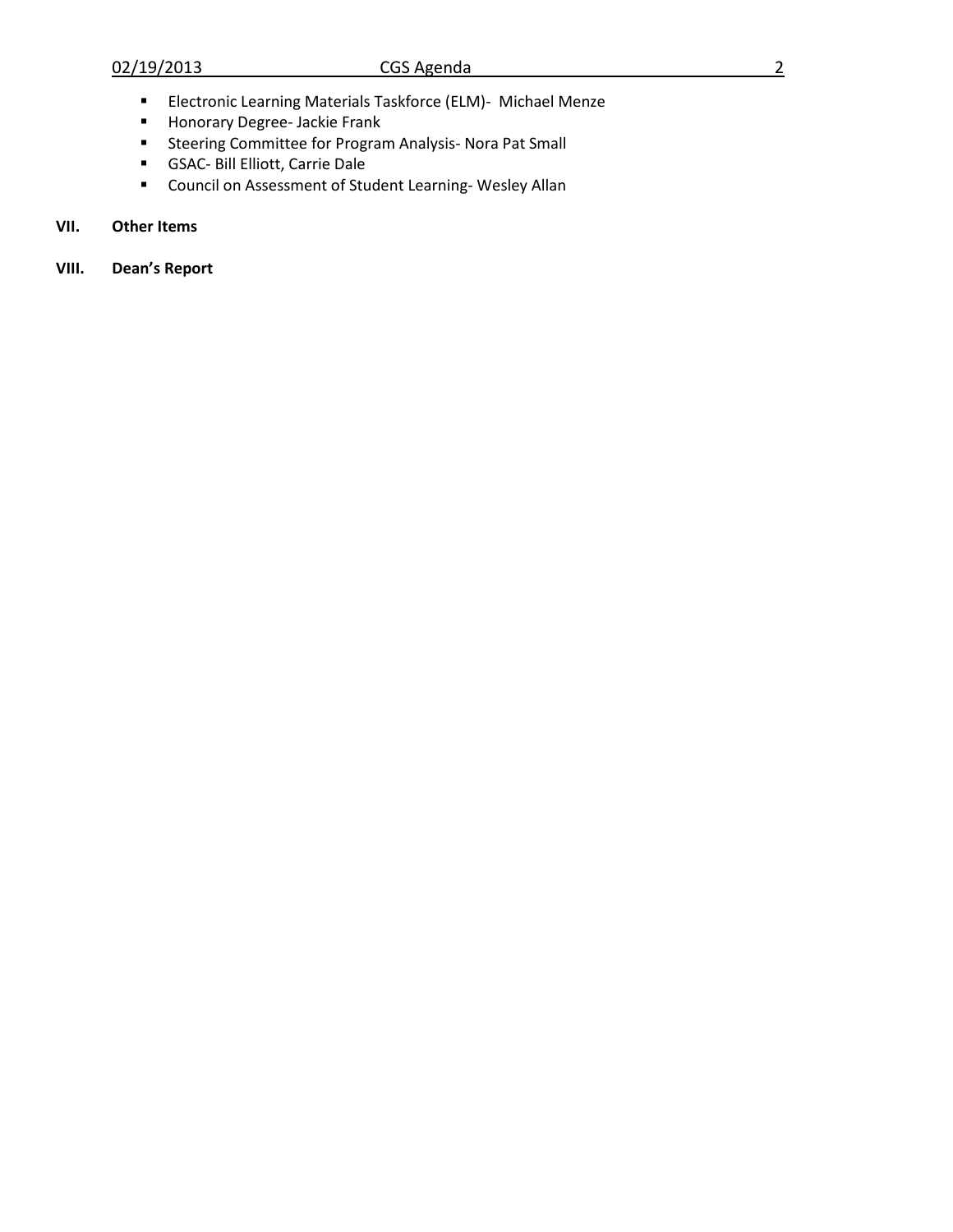- Electronic Learning Materials Taskforce (ELM)- Michael Menze
- Honorary Degree- Jackie Frank
- Steering Committee for Program Analysis- Nora Pat Small
- GSAC- Bill Elliott, Carrie Dale
- Council on Assessment of Student Learning- Wesley Allan

**VII. Other Items**

**VIII. Dean's Report**